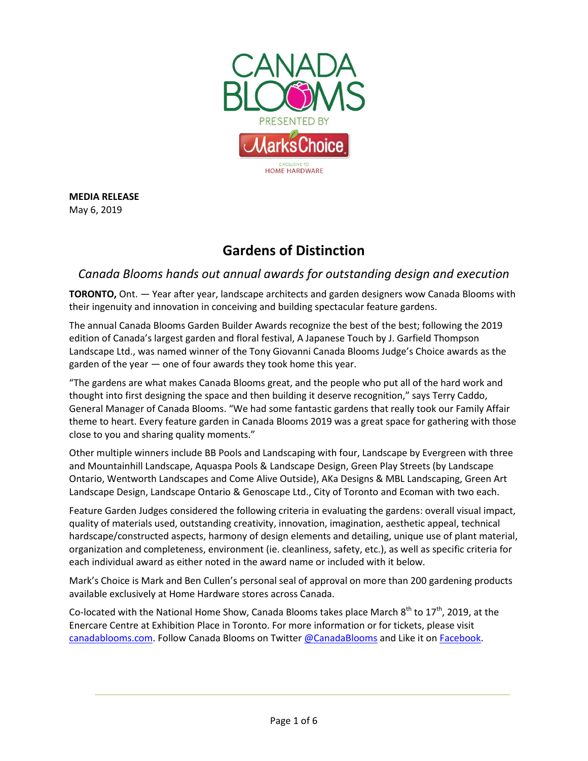**MEDIA RELEASE**
May 6, 2019

# Gardens of Distinction

## *Canada Blooms hands out annual awards for outstanding design and execution*

**TORONTO,** Ont. — Year after year, landscape architects and garden designers wow Canada Blooms with their ingenuity and innovation in conceiving and building spectacular feature gardens.

The annual Canada Blooms Garden Builder Awards recognize the best of the best; following the 2019 edition of Canada's largest garden and floral festival, A Japanese Touch by J. Garfield Thompson Landscape Ltd., was named winner of the Tony Giovanni Canada Blooms Judge's Choice awards as the garden of the year — one of four awards they took home this year.

"The gardens are what makes Canada Blooms great, and the people who put all of the hard work and thought into first designing the space and then building it deserve recognition," says Terry Caddo, General Manager of Canada Blooms. "We had some fantastic gardens that really took our Family Affair theme to heart. Every feature garden in Canada Blooms 2019 was a great space for gathering with those close to you and sharing quality moments."

Other multiple winners include BB Pools and Landscaping with four, Landscape by Evergreen with three and Mountainhill Landscape, Aquaspa Pools & Landscape Design, Green Play Streets (by Landscape Ontario, Wentworth Landscapes and Come Alive Outside), AKa Designs & MBL Landscaping, Green Art Landscape Design, Landscape Ontario & Genoscape Ltd., City of Toronto and Ecoman with two each.

Feature Garden Judges considered the following criteria in evaluating the gardens: overall visual impact, quality of materials used, outstanding creativity, innovation, imagination, aesthetic appeal, technical hardscape/constructed aspects, harmony of design elements and detailing, unique use of plant material, organization and completeness, environment (ie. cleanliness, safety, etc.), as well as specific criteria for each individual award as either noted in the award name or included with it below.

Mark's Choice is Mark and Ben Cullen's personal seal of approval on more than 200 gardening products available exclusively at Home Hardware stores across Canada.

Co-located with the National Home Show, Canada Blooms takes place March 8th to 17th, 2019, at the Enercare Centre at Exhibition Place in Toronto. For more information or for tickets, please visit canadablooms.com. Follow Canada Blooms on Twitter @CanadaBlooms and Like it on Facebook.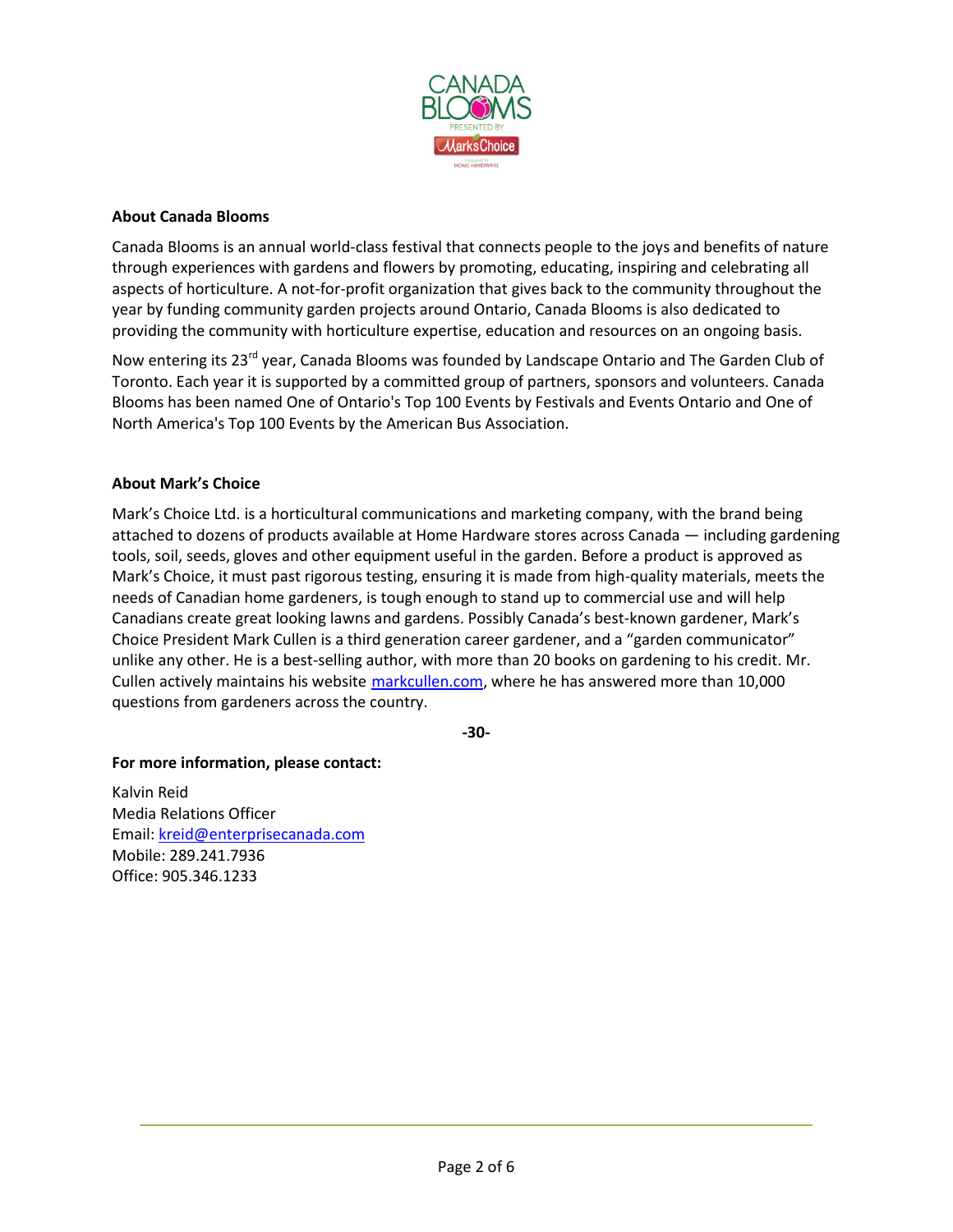**About Canada Blooms**

Canada Blooms is an annual world-class festival that connects people to the joys and benefits of nature through experiences with gardens and flowers by promoting, educating, inspiring and celebrating all aspects of horticulture. A not-for-profit organization that gives back to the community throughout the year by funding community garden projects around Ontario, Canada Blooms is also dedicated to providing the community with horticulture expertise, education and resources on an ongoing basis.

Now entering its 23rd year, Canada Blooms was founded by Landscape Ontario and The Garden Club of Toronto. Each year it is supported by a committed group of partners, sponsors and volunteers. Canada Blooms has been named One of Ontario's Top 100 Events by Festivals and Events Ontario and One of North America's Top 100 Events by the American Bus Association.

**About Mark's Choice**

Mark's Choice Ltd. is a horticultural communications and marketing company, with the brand being attached to dozens of products available at Home Hardware stores across Canada — including gardening tools, soil, seeds, gloves and other equipment useful in the garden. Before a product is approved as Mark's Choice, it must past rigorous testing, ensuring it is made from high-quality materials, meets the needs of Canadian home gardeners, is tough enough to stand up to commercial use and will help Canadians create great looking lawns and gardens. Possibly Canada's best-known gardener, Mark's Choice President Mark Cullen is a third generation career gardener, and a "garden communicator" unlike any other. He is a best-selling author, with more than 20 books on gardening to his credit. Mr. Cullen actively maintains his website markcullen.com, where he has answered more than 10,000 questions from gardeners across the country.

**-30-**

**For more information, please contact:**

Kalvin Reid
Media Relations Officer
Email: kreid@enterprisecanada.com
Mobile: 289.241.7936
Office: 905.346.1233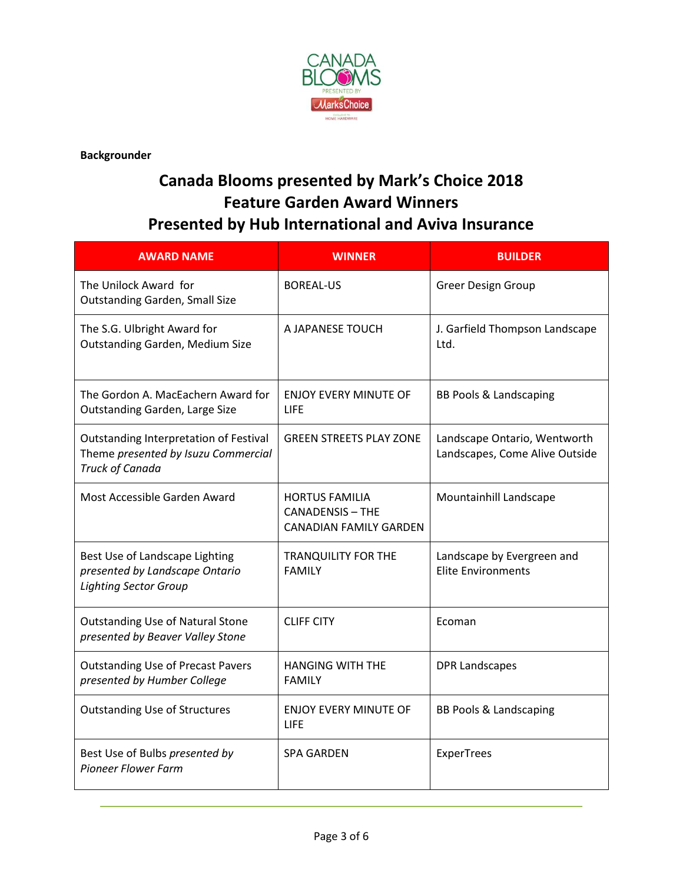**Backgrounder**

# Canada Blooms presented by Mark's Choice 2018 Feature Garden Award Winners Presented by Hub International and Aviva Insurance

| AWARD NAME | WINNER | BUILDER |
|---|---|---|
| The Unilock Award for Outstanding Garden, Small Size | BOREAL-US | Greer Design Group |
| The S.G. Ulbright Award for Outstanding Garden, Medium Size | A JAPANESE TOUCH | J. Garfield Thompson Landscape Ltd. |
| The Gordon A. MacEachern Award for Outstanding Garden, Large Size | ENJOY EVERY MINUTE OF LIFE | BB Pools & Landscaping |
| Outstanding Interpretation of Festival Theme *presented by Isuzu Commercial Truck of Canada* | GREEN STREETS PLAY ZONE | Landscape Ontario, Wentworth Landscapes, Come Alive Outside |
| Most Accessible Garden Award | HORTUS FAMILIA CANADENSIS – THE CANADIAN FAMILY GARDEN | Mountainhill Landscape |
| Best Use of Landscape Lighting *presented by Landscape Ontario Lighting Sector Group* | TRANQUILITY FOR THE FAMILY | Landscape by Evergreen and Elite Environments |
| Outstanding Use of Natural Stone *presented by Beaver Valley Stone* | CLIFF CITY | Ecoman |
| Outstanding Use of Precast Pavers *presented by Humber College* | HANGING WITH THE FAMILY | DPR Landscapes |
| Outstanding Use of Structures | ENJOY EVERY MINUTE OF LIFE | BB Pools & Landscaping |
| Best Use of Bulbs *presented by Pioneer Flower Farm* | SPA GARDEN | ExperTrees |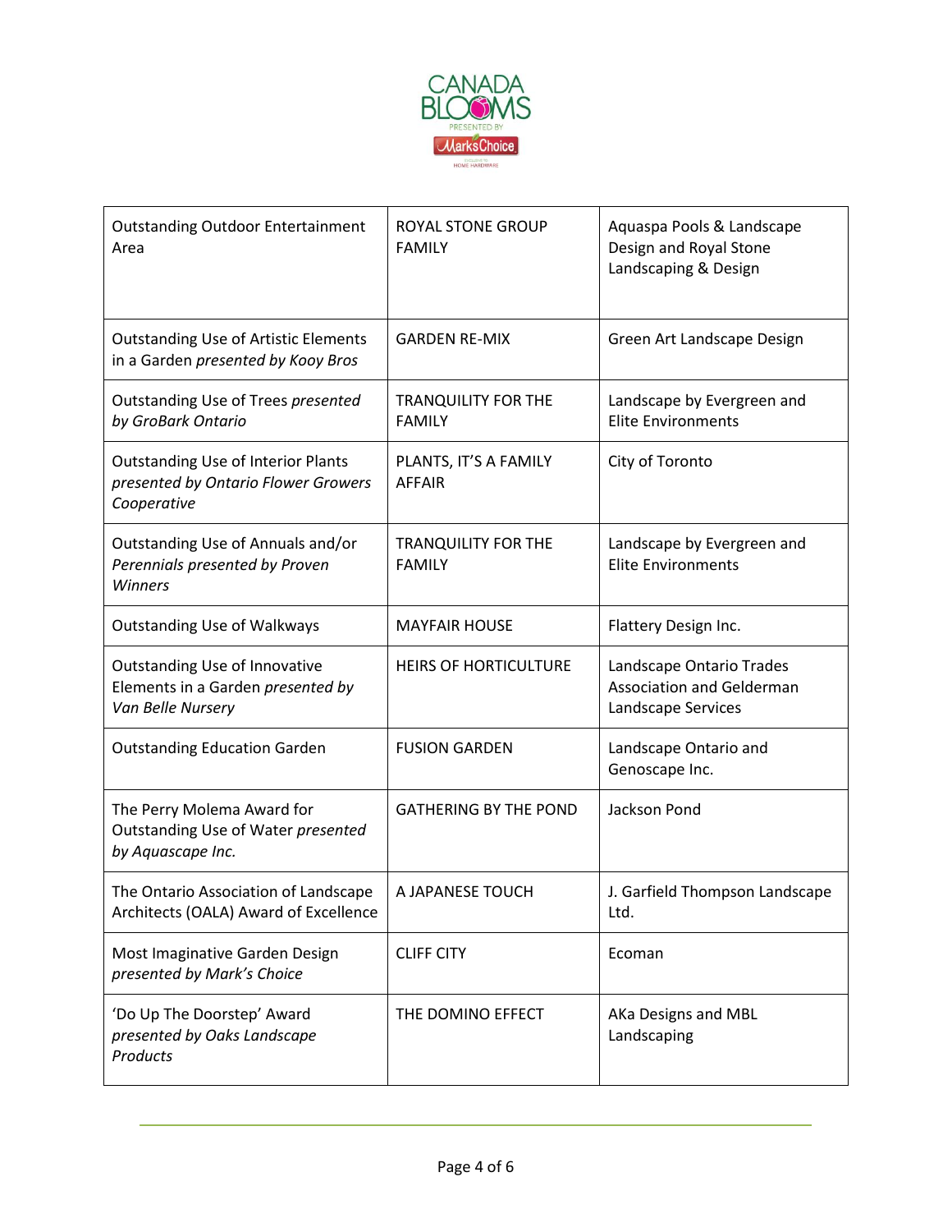| | | |
|---|---|---|
| Outstanding Outdoor Entertainment Area | ROYAL STONE GROUP FAMILY | Aquaspa Pools & Landscape Design and Royal Stone Landscaping & Design |
| Outstanding Use of Artistic Elements in a Garden *presented by Kooy Bros* | GARDEN RE-MIX | Green Art Landscape Design |
| Outstanding Use of Trees *presented by GroBark Ontario* | TRANQUILITY FOR THE FAMILY | Landscape by Evergreen and Elite Environments |
| Outstanding Use of Interior Plants *presented by Ontario Flower Growers Cooperative* | PLANTS, IT'S A FAMILY AFFAIR | City of Toronto |
| Outstanding Use of Annuals and/or *Perennials presented by Proven Winners* | TRANQUILITY FOR THE FAMILY | Landscape by Evergreen and Elite Environments |
| Outstanding Use of Walkways | MAYFAIR HOUSE | Flattery Design Inc. |
| Outstanding Use of Innovative Elements in a Garden *presented by Van Belle Nursery* | HEIRS OF HORTICULTURE | Landscape Ontario Trades Association and Gelderman Landscape Services |
| Outstanding Education Garden | FUSION GARDEN | Landscape Ontario and Genoscape Inc. |
| The Perry Molema Award for Outstanding Use of Water *presented by Aquascape Inc.* | GATHERING BY THE POND | Jackson Pond |
| The Ontario Association of Landscape Architects (OALA) Award of Excellence | A JAPANESE TOUCH | J. Garfield Thompson Landscape Ltd. |
| Most Imaginative Garden Design *presented by Mark's Choice* | CLIFF CITY | Ecoman |
| 'Do Up The Doorstep' Award *presented by Oaks Landscape Products* | THE DOMINO EFFECT | AKa Designs and MBL Landscaping |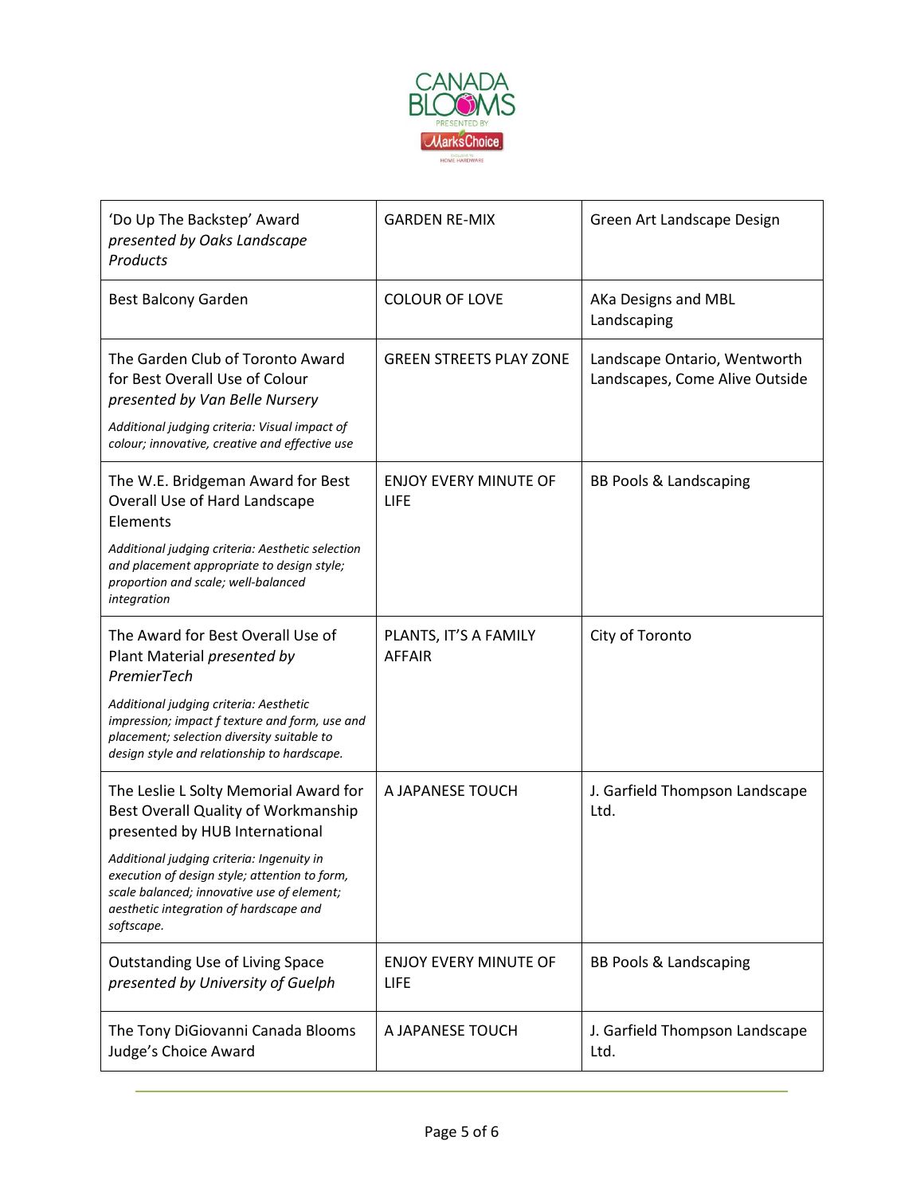| | | |
|---|---|---|
| 'Do Up The Backstep' Award *presented by Oaks Landscape Products* | GARDEN RE-MIX | Green Art Landscape Design |
| Best Balcony Garden | COLOUR OF LOVE | AKa Designs and MBL Landscaping |
| The Garden Club of Toronto Award for Best Overall Use of Colour *presented by Van Belle Nursery*<br>*Additional judging criteria: Visual impact of colour; innovative, creative and effective use* | GREEN STREETS PLAY ZONE | Landscape Ontario, Wentworth Landscapes, Come Alive Outside |
| The W.E. Bridgeman Award for Best Overall Use of Hard Landscape Elements<br>*Additional judging criteria: Aesthetic selection and placement appropriate to design style; proportion and scale; well-balanced integration* | ENJOY EVERY MINUTE OF LIFE | BB Pools & Landscaping |
| The Award for Best Overall Use of Plant Material *presented by PremierTech*<br>*Additional judging criteria: Aesthetic impression; impact f texture and form, use and placement; selection diversity suitable to design style and relationship to hardscape.* | PLANTS, IT'S A FAMILY AFFAIR | City of Toronto |
| The Leslie L Solty Memorial Award for Best Overall Quality of Workmanship presented by HUB International<br>*Additional judging criteria: Ingenuity in execution of design style; attention to form, scale balanced; innovative use of element; aesthetic integration of hardscape and softscape.* | A JAPANESE TOUCH | J. Garfield Thompson Landscape Ltd. |
| Outstanding Use of Living Space *presented by University of Guelph* | ENJOY EVERY MINUTE OF LIFE | BB Pools & Landscaping |
| The Tony DiGiovanni Canada Blooms Judge's Choice Award | A JAPANESE TOUCH | J. Garfield Thompson Landscape Ltd. |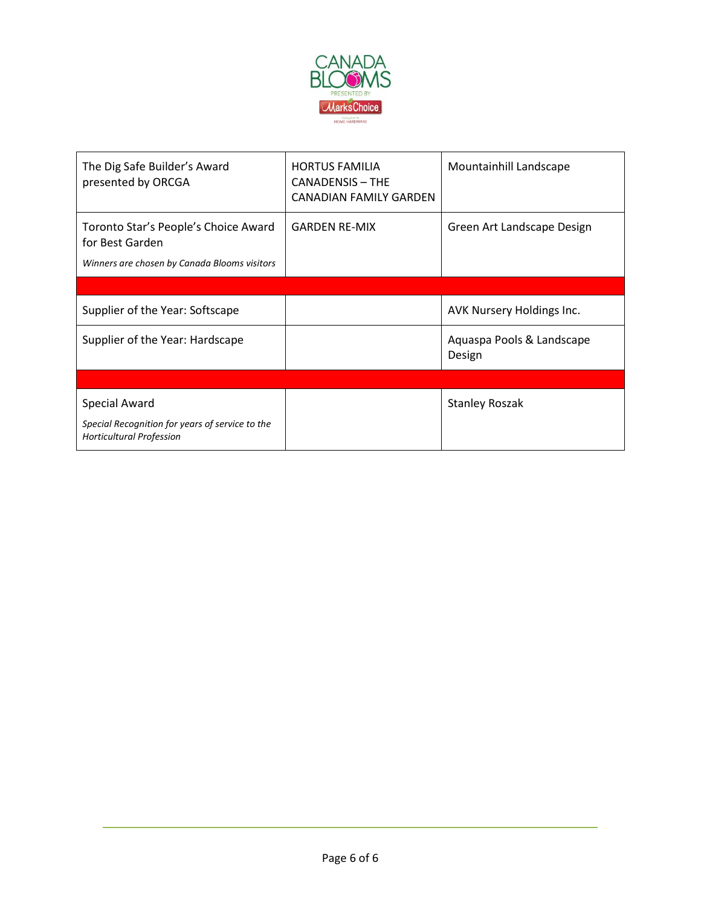| | | |
|---|---|---|
| The Dig Safe Builder's Award presented by ORCGA | HORTUS FAMILIA CANADENSIS – THE CANADIAN FAMILY GARDEN | Mountainhill Landscape |
| Toronto Star's People's Choice Award for Best Garden<br>*Winners are chosen by Canada Blooms visitors* | GARDEN RE-MIX | Green Art Landscape Design |
| | | |
| Supplier of the Year: Softscape | | AVK Nursery Holdings Inc. |
| Supplier of the Year: Hardscape | | Aquaspa Pools & Landscape Design |
| | | |
| Special Award<br>*Special Recognition for years of service to the Horticultural Profession* | | Stanley Roszak |